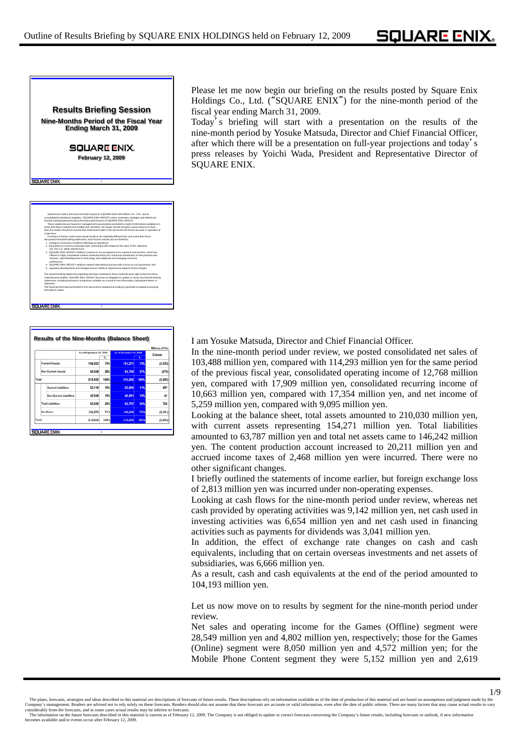## Results Briefing Session

**Nine-Months Period of the Fiscal Year Ending March 31, 2009**

**SQUARE ENIX.**

**February 12, 2009**

Please let me now begin our briefing on the results posted by Square Enix Holdings Co., Ltd. ("SQUARE ENIX") for the nine-month period of the fiscal year ending March 31, 2009.

Today's briefing will start with a presentation on the results of the nine-month period by Yosuke Matsuda, Director and Chief Financial Officer, after which there will be a presentation on full-year projections and today's press releases by Yoichi Wada, President and Representative Director of SQUARE ENIX.

Statements made in this document with respect to SQUARE ENIX HOLDINGS CO., LTD. and its consolidated subsidiaries' (together, "SQUARE ENIX GROUP") plans, estimates, strategies and beliefs are forward-looking statements about the future performance of SQUARE ENIX GROUP.

These statements are based on management's assumptions and beliefs in light of information available to it at the time these material were drafted and, therefore, the reader should not place undue reliance on them. Also, the reader should not assume that statements made in this document will remain accurate or operative at a later time.

A number of factors could cause actual results to be materially different from and worse than those discussed in forward-looking statements. Such factors include, but not limited to:

1. changes in economic conditions affecting our operations;
2. fluctuations in currency exchange rates, particularly with respect to the value of the Japanese yen, the U.S. dollar and the Euro;
3. SQUARE ENIX GROUP's ability to continue to win acceptance of our products and services, which are offered in highly competitive markets characterized by the continuous introduction of new products and services, rapid developments in technology, and subjective and changing consumer preferences;
4. SQUARE ENIX GROUP's ability to expand international success with a focus on our businesses; and
5. regulatory developments and changes and our ability to respond and adapt to those changes.

The forward-looking statements regarding earnings contained in these materials were valid at the time these materials were drafted. SQUARE ENIX GROUP assumes no obligation to update or revise any forward-looking statements, including forecasts or projections, whether as a result of new information, subsequent events or otherwise.

The financial information presented in this document is prepared according to generally accepted accounting principles in Japan.

### Results of the Nine-Months (Balance Sheet)

Millions of Yen

| | As of September 30, 2008 | % | As of December 31, 2008 | % | Change |
|---|---|---|---|---|---|
| Current Assets | 160,303 | 74% | 154,271 | 73% | (6,032) |
| Non-Current Assets | 56,329 | 26% | 55,759 | 27% | (570) |
| Total | 216,633 | 100% | 210,030 | 100% | (6,603) |
| Current Liabilities | 22,118 | 10% | 22,806 | 11% | 687 |
| Non-Current Liabilities | 40,940 | 19% | 40,981 | 19% | 41 |
| Total Liabilities | 63,059 | 29% | 63,787 | 30% | 728 |
| Net Assets | 153,573 | 71% | 146,242 | 70% | (7,331) |
| Total | 216,633 | 100% | 210,030 | 100% | (6,603) |

I am Yosuke Matsuda, Director and Chief Financial Officer.

In the nine-month period under review, we posted consolidated net sales of 103,488 million yen, compared with 114,293 million yen for the same period of the previous fiscal year, consolidated operating income of 12,768 million yen, compared with 17,909 million yen, consolidated recurring income of 10,663 million yen, compared with 17,354 million yen, and net income of 5,259 million yen, compared with 9,095 million yen.

Looking at the balance sheet, total assets amounted to 210,030 million yen, with current assets representing 154,271 million yen. Total liabilities amounted to 63,787 million yen and total net assets came to 146,242 million yen. The content production account increased to 20,211 million yen and accrued income taxes of 2,468 million yen were incurred. There were no other significant changes.

I briefly outlined the statements of income earlier, but foreign exchange loss of 2,813 million yen was incurred under non-operating expenses.

Looking at cash flows for the nine-month period under review, whereas net cash provided by operating activities was 9,142 million yen, net cash used in investing activities was 6,654 million yen and net cash used in financing activities such as payments for dividends was 3,041 million yen.

In addition, the effect of exchange rate changes on cash and cash equivalents, including that on certain overseas investments and net assets of subsidiaries, was 6,666 million yen.

As a result, cash and cash equivalents at the end of the period amounted to 104,193 million yen.

Let us now move on to results by segment for the nine-month period under review.

Net sales and operating income for the Games (Offline) segment were 28,549 million yen and 4,802 million yen, respectively; those for the Games (Online) segment were 8,050 million yen and 4,572 million yen; for the Mobile Phone Content segment they were 5,152 million yen and 2,619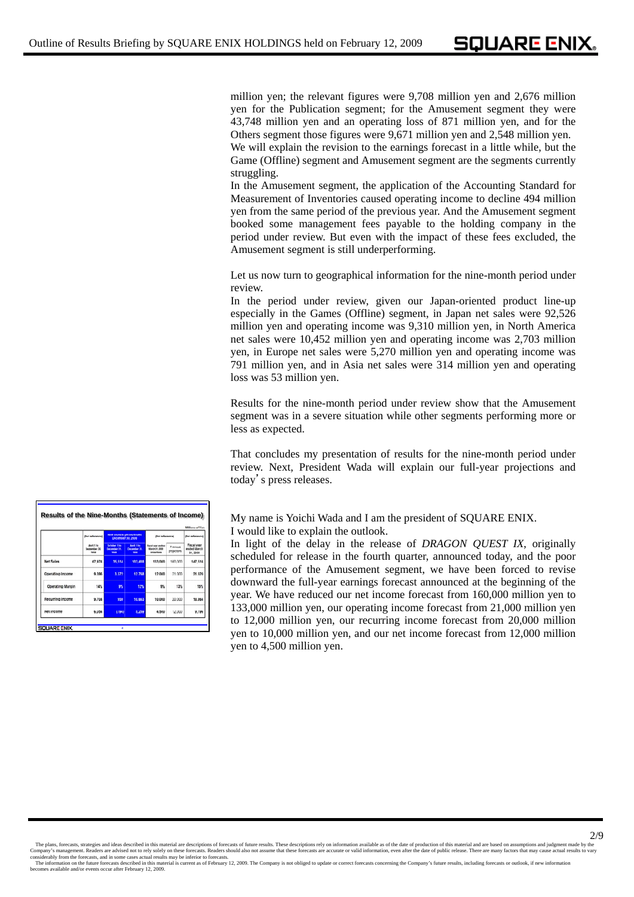million yen; the relevant figures were 9,708 million yen and 2,676 million yen for the Publication segment; for the Amusement segment they were 43,748 million yen and an operating loss of 871 million yen, and for the Others segment those figures were 9,671 million yen and 2,548 million yen.

We will explain the revision to the earnings forecast in a little while, but the Game (Offline) segment and Amusement segment are the segments currently struggling.

In the Amusement segment, the application of the Accounting Standard for Measurement of Inventories caused operating income to decline 494 million yen from the same period of the previous year. And the Amusement segment booked some management fees payable to the holding company in the period under review. But even with the impact of these fees excluded, the Amusement segment is still underperforming.

Let us now turn to geographical information for the nine-month period under review.

In the period under review, given our Japan-oriented product line-up especially in the Games (Offline) segment, in Japan net sales were 92,526 million yen and operating income was 9,310 million yen, in North America net sales were 10,452 million yen and operating income was 2,703 million yen, in Europe net sales were 5,270 million yen and operating income was 791 million yen, and in Asia net sales were 314 million yen and operating loss was 53 million yen.

Results for the nine-month period under review show that the Amusement segment was in a severe situation while other segments performing more or less as expected.

That concludes my presentation of results for the nine-month period under review. Next, President Wada will explain our full-year projections and today's press releases.

**Results of the Nine-Months (Statements of Income)**

Millions of Yen

| | (for reference) | Nine months ended December 31, 2008 | | (for reference) | | (for reference) |
|---|---|---|---|---|---|---|
| | April 1 to September 30, 2008 | October 1 to December 31, 2008 | April 1 to December 31, 2008 | Fiscal year ending March 31, 2009 projections | Previous projections | Fiscal year ended March 31, 2008 |
| Net Sales | 67,974 | 35,514 | 103,488 | 133,000 | 160,000 | 147,516 |
| Operating Income | 9,396 | 3,372 | 12,768 | 12,000 | 21,000 | 25,928 |
| Operating Margin | 14% | 9% | 12% | 9% | 13% | 18% |
| Recurring Income | 9,708 | 1,155 | 10,863 | 10,000 | 20,000 | 15,984 |
| Net Income | 9,220 | (791) | 8,429 | 4,500 | 12,000 | 9,196 |

My name is Yoichi Wada and I am the president of SQUARE ENIX.

I would like to explain the outlook.

In light of the delay in the release of *DRAGON QUEST IX*, originally scheduled for release in the fourth quarter, announced today, and the poor performance of the Amusement segment, we have been forced to revise downward the full-year earnings forecast announced at the beginning of the year. We have reduced our net income forecast from 160,000 million yen to 133,000 million yen, our operating income forecast from 21,000 million yen to 12,000 million yen, our recurring income forecast from 20,000 million yen to 10,000 million yen, and our net income forecast from 12,000 million yen to 4,500 million yen.

The plans, forecasts, strategies and ideas described in this material are descriptions of forecasts of future results. These descriptions rely on information available as of the date of production of this material and are based on assumptions and judgment made by the Company's management. Readers are advised not to rely solely on these forecasts. Readers should also not assume that these forecasts are accurate or valid information, even after the date of public release. There are many factors that may cause actual results to vary considerably from the forecasts, and in some cases actual results may be inferior to forecasts.

The information on the future forecasts described in this material is current as of February 12, 2009. The Company is not obliged to update or correct forecasts concerning the Company's future results, including forecasts or outlook, if new information becomes available and/or events occur after February 12, 2009.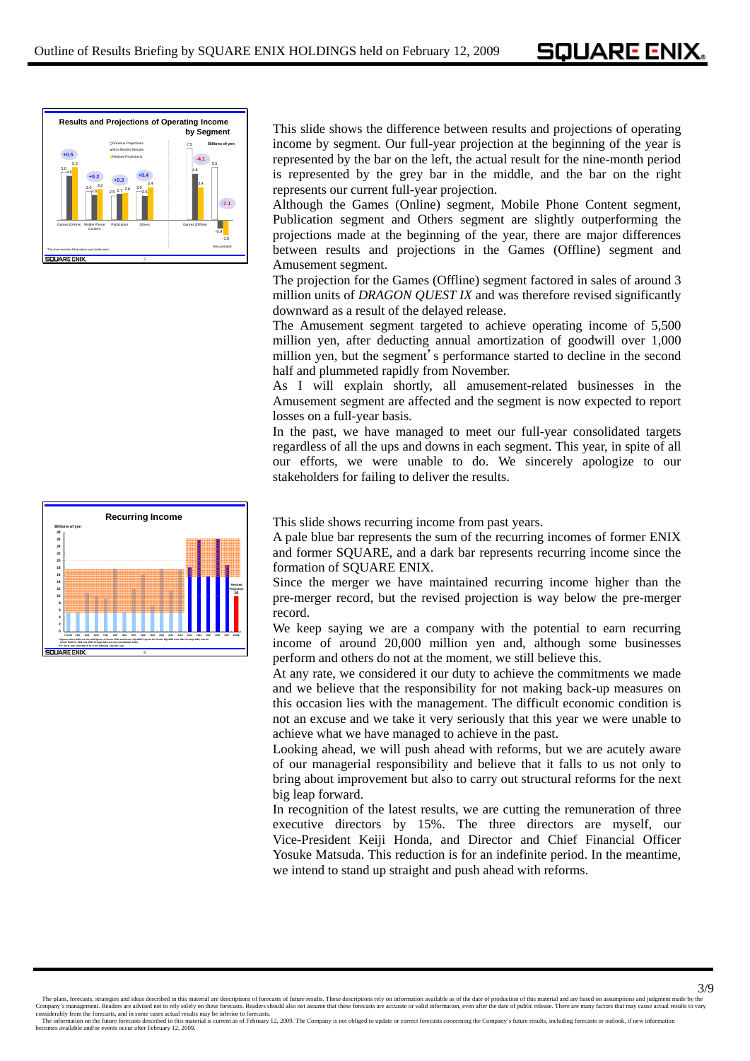This slide shows the difference between results and projections of operating income by segment. Our full-year projection at the beginning of the year is represented by the bar on the left, the actual result for the nine-month period is represented by the grey bar in the middle, and the bar on the right represents our current full-year projection.

Although the Games (Online) segment, Mobile Phone Content segment, Publication segment and Others segment are slightly outperforming the projections made at the beginning of the year, there are major differences between results and projections in the Games (Offline) segment and Amusement segment.

The projection for the Games (Offline) segment factored in sales of around 3 million units of *DRAGON QUEST IX* and was therefore revised significantly downward as a result of the delayed release.

The Amusement segment targeted to achieve operating income of 5,500 million yen, after deducting annual amortization of goodwill over 1,000 million yen, but the segment's performance started to decline in the second half and plummeted rapidly from November.

As I will explain shortly, all amusement-related businesses in the Amusement segment are affected and the segment is now expected to report losses on a full-year basis.

In the past, we have managed to meet our full-year consolidated targets regardless of all the ups and downs in each segment. This year, in spite of all our efforts, we were unable to do. We sincerely apologize to our stakeholders for failing to deliver the results.

This slide shows recurring income from past years.

A pale blue bar represents the sum of the recurring incomes of former ENIX and former SQUARE, and a dark bar represents recurring income since the formation of SQUARE ENIX.

Since the merger we have maintained recurring income higher than the pre-merger record, but the revised projection is way below the pre-merger record.

We keep saying we are a company with the potential to earn recurring income of around 20,000 million yen and, although some businesses perform and others do not at the moment, we still believe this.

At any rate, we considered it our duty to achieve the commitments we made and we believe that the responsibility for not making back-up measures on this occasion lies with the management. The difficult economic condition is not an excuse and we take it very seriously that this year we were unable to achieve what we have managed to achieve in the past.

Looking ahead, we will push ahead with reforms, but we are acutely aware of our managerial responsibility and believe that it falls to us not only to bring about improvement but also to carry out structural reforms for the next big leap forward.

In recognition of the latest results, we are cutting the remuneration of three executive directors by 15%. The three directors are myself, our Vice-President Keiji Honda, and Director and Chief Financial Officer Yosuke Matsuda. This reduction is for an indefinite period. In the meantime, we intend to stand up straight and push ahead with reforms.

The plans, forecasts, strategies and ideas described in this material are descriptions of forecasts of future results. These descriptions rely on information available as of the date of production of this material and are based on assumptions and judgment made by the Company's management. Readers are advised not to rely solely on these forecasts. Readers should also not assume that these forecasts are accurate or valid information, even after the date of public release. There are many factors that may cause actual results to vary considerably from the forecasts, and in some cases actual results may be inferior to forecasts.

The information on the future forecasts described in this material is current as of February 12, 2009. The Company is not obliged to update or correct forecasts concerning the Company's future results, including forecasts or outlook, if new information becomes available and/or events occur after February 12, 2009.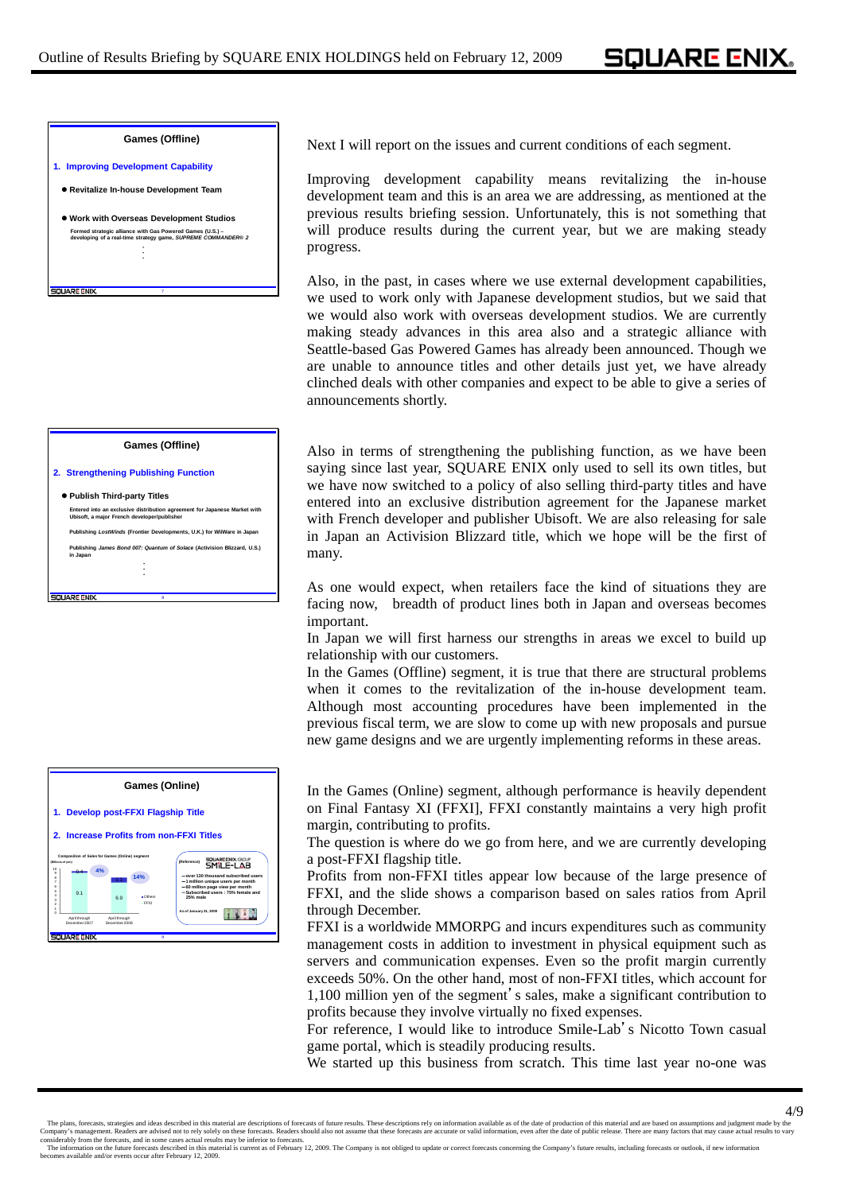### Games (Offline)

**1. Improving Development Capability**

- **Revitalize In-house Development Team**
- **Work with Overseas Development Studios**

Formed strategic alliance with Gas Powered Games (U.S.) – developing of a real-time strategy game, *SUPREME COMMANDER® 2*

:

Next I will report on the issues and current conditions of each segment.

Improving development capability means revitalizing the in-house development team and this is an area we are addressing, as mentioned at the previous results briefing session. Unfortunately, this is not something that will produce results during the current year, but we are making steady progress.

Also, in the past, in cases where we use external development capabilities, we used to work only with Japanese development studios, but we said that we would also work with overseas development studios. We are currently making steady advances in this area also and a strategic alliance with Seattle-based Gas Powered Games has already been announced. Though we are unable to announce titles and other details just yet, we have already clinched deals with other companies and expect to be able to give a series of announcements shortly.

### Games (Offline)

**2. Strengthening Publishing Function**

- **Publish Third-party Titles**

Entered into an exclusive distribution agreement for Japanese Market with Ubisoft, a major French developer/publisher

Publishing *LostWinds* (Frontier Developments, U.K.) for WiiWare in Japan

Publishing *James Bond 007: Quantum of Solace* (Activision Blizzard, U.S.) in Japan

:

Also in terms of strengthening the publishing function, as we have been saying since last year, SQUARE ENIX only used to sell its own titles, but we have now switched to a policy of also selling third-party titles and have entered into an exclusive distribution agreement for the Japanese market with French developer and publisher Ubisoft. We are also releasing for sale in Japan an Activision Blizzard title, which we hope will be the first of many.

As one would expect, when retailers face the kind of situations they are facing now, breadth of product lines both in Japan and overseas becomes important.
In Japan we will first harness our strengths in areas we excel to build up relationship with our customers.
In the Games (Offline) segment, it is true that there are structural problems when it comes to the revitalization of the in-house development team. Although most accounting procedures have been implemented in the previous fiscal term, we are slow to come up with new proposals and pursue new game designs and we are urgently implementing reforms in these areas.

### Games (Online)

**1. Develop post-FFXI Flagship Title**

**2. Increase Profits from non-FFXI Titles**

Composition of Sales for Games (Online) segment (Billions of yen)

| | April through December 2007 | April through December 2008 |
|---|---|---|
| FFXI | 9.1 | 6.9 |
| Others (share) | 4% | 14% |

(Reference) SQUARE ENIX GROUP SMILE-LAB
- over 130 thousand subscribed users
- 1 million unique users per month
- 60 million page view per month
- Subscribed users : 75% female and 25% male

As of January 31, 2009

In the Games (Online) segment, although performance is heavily dependent on Final Fantasy XI (FFXI), FFXI constantly maintains a very high profit margin, contributing to profits.
The question is where do we go from here, and we are currently developing a post-FFXI flagship title.
Profits from non-FFXI titles appear low because of the large presence of FFXI, and the slide shows a comparison based on sales ratios from April through December.
FFXI is a worldwide MMORPG and incurs expenditures such as community management costs in addition to investment in physical equipment such as servers and communication expenses. Even so the profit margin currently exceeds 50%. On the other hand, most of non-FFXI titles, which account for 1,100 million yen of the segment's sales, make a significant contribution to profits because they involve virtually no fixed expenses.
For reference, I would like to introduce Smile-Lab's Nicotto Town casual game portal, which is steadily producing results.
We started up this business from scratch. This time last year no-one was

The plans, forecasts, strategies and ideas described in this material are descriptions of forecasts of future results. These descriptions rely on information available as of the date of production of this material and are based on assumptions and judgment made by the Company's management. Readers are advised not to rely solely on these forecasts. Readers should also not assume that these forecasts are accurate or valid information, even after the date of public release. There are many factors that may cause actual results to vary considerably from the forecasts, and in some cases actual results may be inferior to forecasts.
The information on the future forecasts described in this material is current as of February 12, 2009. The Company is not obliged to update or correct forecasts concerning the Company's future results, including forecasts or outlook, if new information becomes available and/or events occur after February 12, 2009.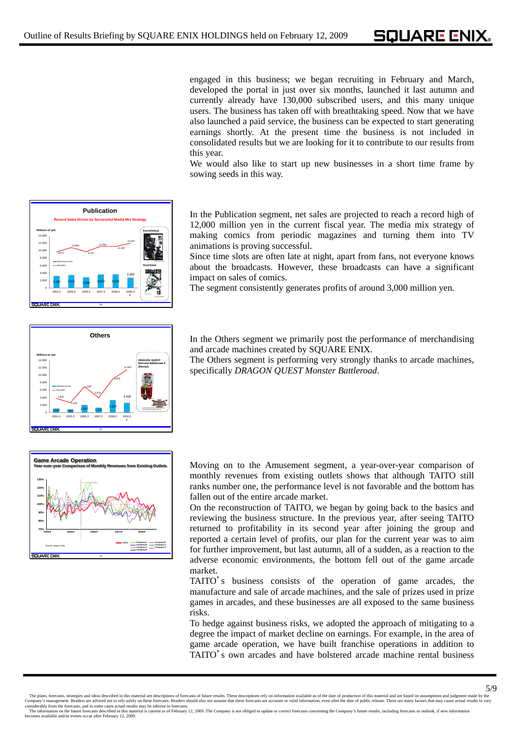engaged in this business; we began recruiting in February and March, developed the portal in just over six months, launched it last autumn and currently already have 130,000 subscribed users, and this many unique users. The business has taken off with breathtaking speed. Now that we have also launched a paid service, the business can be expected to start generating earnings shortly. At the present time the business is not included in consolidated results but we are looking for it to contribute to our results from this year.

We would also like to start up new businesses in a short time frame by sowing seeds in this way.

In the Publication segment, net sales are projected to reach a record high of 12,000 million yen in the current fiscal year. The media mix strategy of making comics from periodic magazines and turning them into TV animations is proving successful.

Since time slots are often late at night, apart from fans, not everyone knows about the broadcasts. However, these broadcasts can have a significant impact on sales of comics.

The segment consistently generates profits of around 3,000 million yen.

In the Others segment we primarily post the performance of merchandising and arcade machines created by SQUARE ENIX.

The Others segment is performing very strongly thanks to arcade machines, specifically *DRAGON QUEST Monster Battleroad*.

Moving on to the Amusement segment, a year-over-year comparison of monthly revenues from existing outlets shows that although TAITO still ranks number one, the performance level is not favorable and the bottom has fallen out of the entire arcade market.

On the reconstruction of TAITO, we began by going back to the basics and reviewing the business structure. In the previous year, after seeing TAITO returned to profitability in its second year after joining the group and reported a certain level of profits, our plan for the current year was to aim for further improvement, but last autumn, all of a sudden, as a reaction to the adverse economic environments, the bottom fell out of the game arcade market.

TAITO's business consists of the operation of game arcades, the manufacture and sale of arcade machines, and the sale of prizes used in prize games in arcades, and these businesses are all exposed to the same business risks.

To hedge against business risks, we adopted the approach of mitigating to a degree the impact of market decline on earnings. For example, in the area of game arcade operation, we have built franchise operations in addition to TAITO's own arcades and have bolstered arcade machine rental business

The plans, forecasts, strategies and ideas described in this material are descriptions of forecasts of future results. These descriptions rely on information available as of the date of production of this material and are based on assumptions and judgment made by the Company's management. Readers are advised not to rely solely on these forecasts. Readers should also not assume that these forecasts are accurate or valid information, even after the date of public release. There are many factors that may cause actual results to vary considerably from the forecasts, and in some cases actual results may be inferior to forecasts.
The information on the future forecasts described in this material is current as of February 12, 2009. The Company is not obliged to update or correct forecasts concerning the Company's future results, including forecasts or outlook, if new information becomes available and/or events occur after February 12, 2009.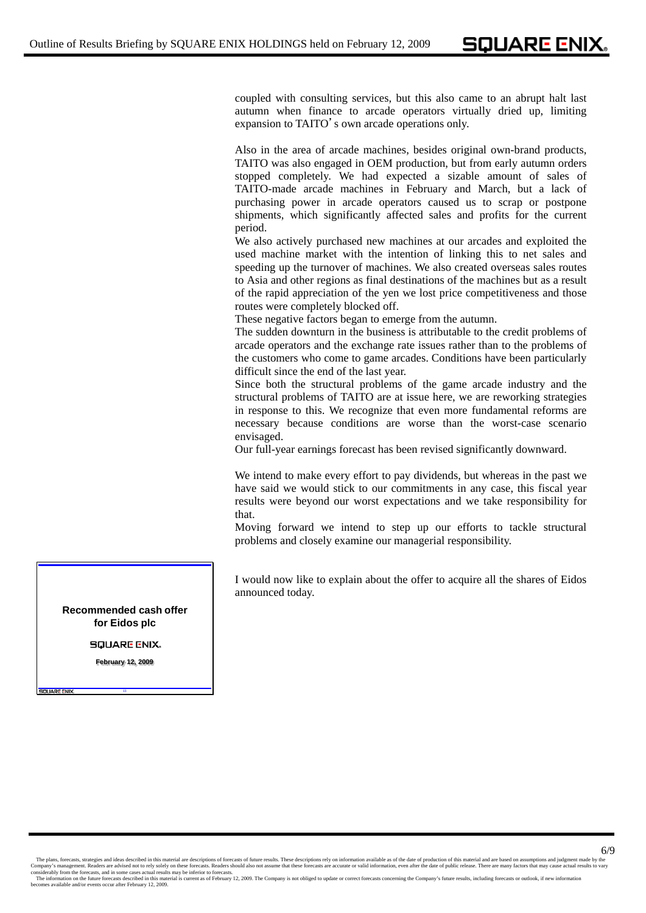coupled with consulting services, but this also came to an abrupt halt last autumn when finance to arcade operators virtually dried up, limiting expansion to TAITO's own arcade operations only.

Also in the area of arcade machines, besides original own-brand products, TAITO was also engaged in OEM production, but from early autumn orders stopped completely. We had expected a sizable amount of sales of TAITO-made arcade machines in February and March, but a lack of purchasing power in arcade operators caused us to scrap or postpone shipments, which significantly affected sales and profits for the current period.

We also actively purchased new machines at our arcades and exploited the used machine market with the intention of linking this to net sales and speeding up the turnover of machines. We also created overseas sales routes to Asia and other regions as final destinations of the machines but as a result of the rapid appreciation of the yen we lost price competitiveness and those routes were completely blocked off.

These negative factors began to emerge from the autumn.

The sudden downturn in the business is attributable to the credit problems of arcade operators and the exchange rate issues rather than to the problems of the customers who come to game arcades. Conditions have been particularly difficult since the end of the last year.

Since both the structural problems of the game arcade industry and the structural problems of TAITO are at issue here, we are reworking strategies in response to this. We recognize that even more fundamental reforms are necessary because conditions are worse than the worst-case scenario envisaged.

Our full-year earnings forecast has been revised significantly downward.

We intend to make every effort to pay dividends, but whereas in the past we have said we would stick to our commitments in any case, this fiscal year results were beyond our worst expectations and we take responsibility for that.

Moving forward we intend to step up our efforts to tackle structural problems and closely examine our managerial responsibility.

**Recommended cash offer for Eidos plc**

SQUARE ENIX.

February 12, 2009

I would now like to explain about the offer to acquire all the shares of Eidos announced today.

The plans, forecasts, strategies and ideas described in this material are descriptions of forecasts of future results. These descriptions rely on information available as of the date of production of this material and are based on assumptions and judgment made by the Company's management. Readers are advised not to rely solely on these forecasts. Readers should also not assume that these forecasts are accurate or valid information, even after the date of public release. There are many factors that may cause actual results to vary considerably from the forecasts, and in some cases actual results may be inferior to forecasts.

The information on the future forecasts described in this material is current as of February 12, 2009. The Company is not obliged to update or correct forecasts concerning the Company's future results, including forecasts or outlook, if new information becomes available and/or events occur after February 12, 2009.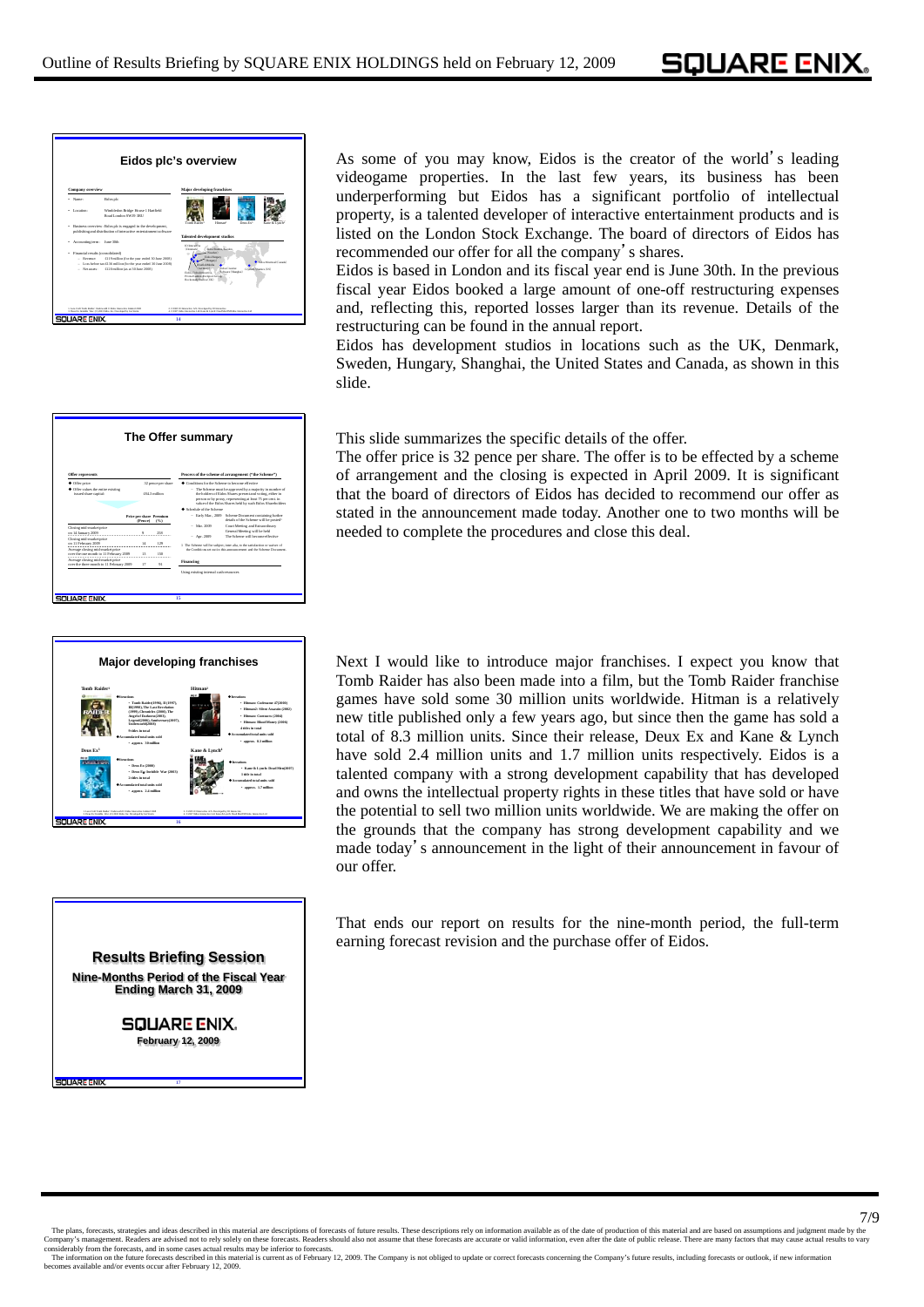As some of you may know, Eidos is the creator of the world's leading videogame properties. In the last few years, its business has been underperforming but Eidos has a significant portfolio of intellectual property, is a talented developer of interactive entertainment products and is listed on the London Stock Exchange. The board of directors of Eidos has recommended our offer for all the company's shares.

Eidos is based in London and its fiscal year end is June 30th. In the previous fiscal year Eidos booked a large amount of one-off restructuring expenses and, reflecting this, reported losses larger than its revenue. Details of the restructuring can be found in the annual report.

Eidos has development studios in locations such as the UK, Denmark, Sweden, Hungary, Shanghai, the United States and Canada, as shown in this slide.

This slide summarizes the specific details of the offer.

The offer price is 32 pence per share. The offer is to be effected by a scheme of arrangement and the closing is expected in April 2009. It is significant that the board of directors of Eidos has decided to recommend our offer as stated in the announcement made today. Another one to two months will be needed to complete the procedures and close this deal.

Next I would like to introduce major franchises. I expect you know that Tomb Raider has also been made into a film, but the Tomb Raider franchise games have sold some 30 million units worldwide. Hitman is a relatively new title published only a few years ago, but since then the game has sold a total of 8.3 million units. Since their release, Deux Ex and Kane & Lynch have sold 2.4 million units and 1.7 million units respectively. Eidos is a talented company with a strong development capability that has developed and owns the intellectual property rights in these titles that have sold or have the potential to sell two million units worldwide. We are making the offer on the grounds that the company has strong development capability and we made today's announcement in the light of their announcement in favour of our offer.

That ends our report on results for the nine-month period, the full-term earning forecast revision and the purchase offer of Eidos.

The plans, forecasts, strategies and ideas described in this material are descriptions of forecasts of future results. These descriptions rely on information available as of the date of production of this material and are based on assumptions and judgment made by the Company's management. Readers are advised not to rely solely on these forecasts. Readers should also not assume that these forecasts are accurate or valid information, even after the date of public release. There are many factors that may cause actual results to vary considerably from the forecasts, and in some cases actual results may be inferior to forecasts.
The information on the future forecasts described in this material is current as of February 12, 2009. The Company is not obliged to update or correct forecasts concerning the Company's future results, including forecasts or outlook, if new information becomes available and/or events occur after February 12, 2009.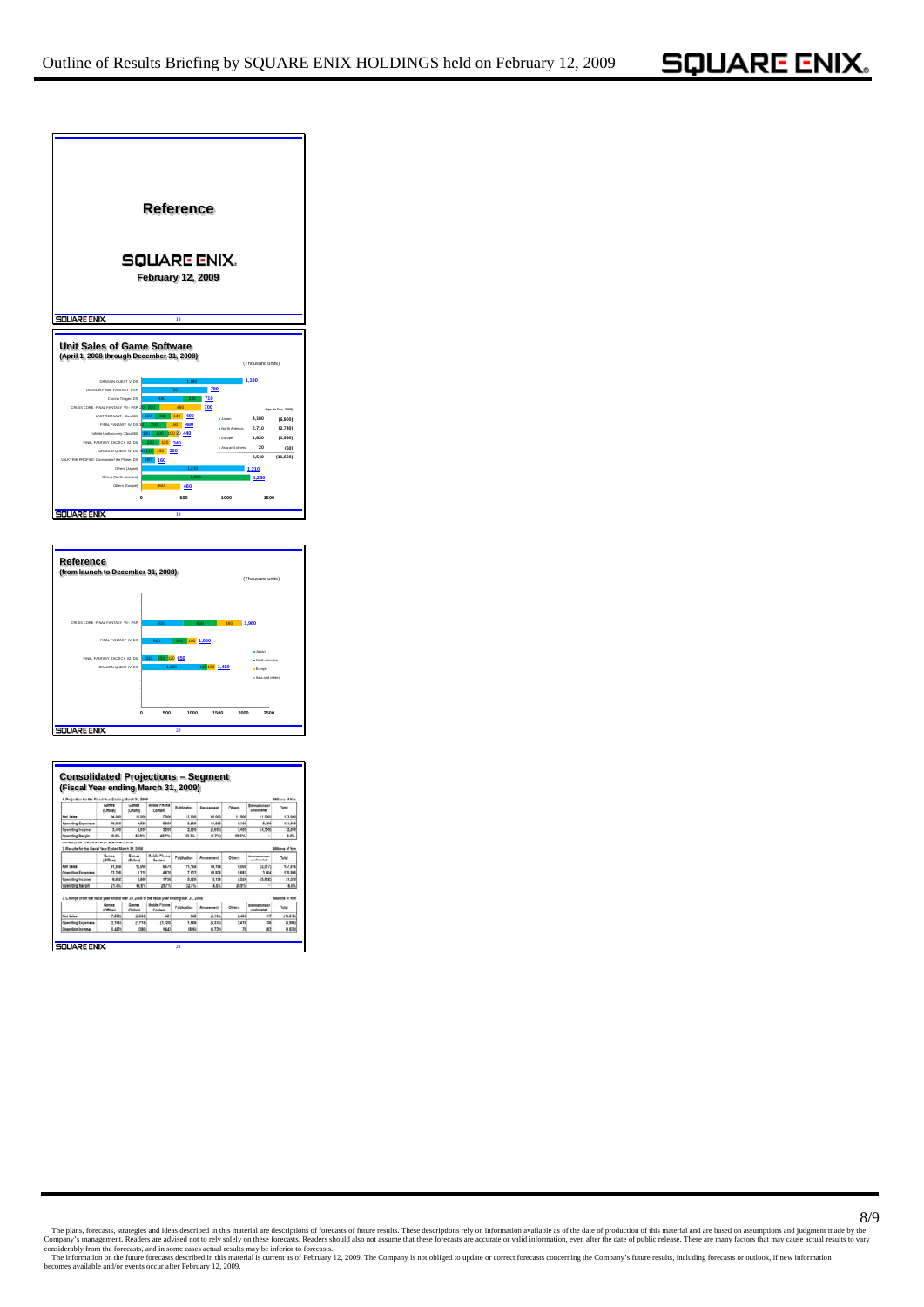# Outline of Results Briefing by SQUARE ENIX HOLDINGS held on February 12, 2009

## Reference

SQUARE ENIX

February 12, 2009

## Unit Sales of Game Software
### (April 1, 2008 through December 31, 2008)

(Thousand units)

| Title | Total |
|---|---|
| DRAGON QUEST V: DS | 1,180 |
| DISSIDIA FINAL FANTASY: PSP | 700 |
| Chrono Trigger: DS | 710 |
| CRISIS CORE -FINAL FANTASY VII-: PSP | 700 |
| LAST REMNANT: Xbox360 | 400 |
| FINAL FANTASY IV: DS | 400 |
| Infinite Undiscovery: Xbox360 | 440 |
| FINAL FANTASY TACTICS A2: DS | 340 |
| DRAGON QUEST IV: DS | 300 |
| VALKYRIE PROFILE: Covenant of the Plume: DS | 160 |
| Others (Japan) | 1,210 |
| Others (North America) | 1,280 |
| Others (Europe) | 460 |

(Apr. to Dec. 2008)

| Region | Units | |
|---|---|---|
| Japan | 4,180 | (6,900) |
| North America | 2,710 | (2,740) |
| Europe | 1,630 | (1,960) |
| Asia and others | 20 | (60) |
| | 8,540 | (11,660) |

## Reference
### (from launch to December 31, 2008)

(Thousand units)

| Title | Japan | North America | Europe | Total |
|---|---|---|---|---|
| CRISIS CORE -FINAL FANTASY VII-: PSP | 820 | 660 | 480 | 1,960 |
| FINAL FANTASY IV: DS | 600 | 280 | 180 | 1,060 |
| FINAL FANTASY TACTICS A2: DS | 320 | 130 | 100 | 550 |
| DRAGON QUEST IV: DS | 1,240 | 120 | 150 | 1,450 |

## Consolidated Projections – Segment
### (Fiscal Year ending March 31, 2009)

1. Projections for the Fiscal Year Ending March 31, 2009 (Millions of Yen)

| | Games (Offline) | Games (Online) | Mobile Phone Content | Publication | Amusement | Others | Eliminations or unallocated | Total |
|---|---|---|---|---|---|---|---|---|
| Net Sales | 34,000 | 10,000 | 7,000 | 12,000 | 60,000 | 11,500 | (1,500) | 133,000 |
| Operating Expenses | 30,600 | 4,000 | 3,800 | 9,200 | 61,600 | 8,100 | 3,200 | 121,000 |
| Operating Income | 3,400 | 5,000 | 3,200 | 2,800 | (1,600) | 3,400 | (4,700) | 12,000 |
| Operating Margin | 10.0% | 50.0% | 45.7% | 23.3% | (2.7%) | 29.6% | − | 9.0% |

2. Results for the Fiscal Year Ended March 31, 2008 (Millions of Yen)

| | Games (Offline) | Games (Online) | Mobile Phone Content | Publication | Amusement | Others | Eliminations or unallocated | Total |
|---|---|---|---|---|---|---|---|---|
| Net Sales | 41,566 | 12,096 | 6,671 | 11,760 | 66,146 | 9,000 | (2,217) | 144,916 |
| Operating Expenses | 31,706 | 6,118 | 4,870 | 7,157 | 63,874 | 6,681 | 3,564 | 115,960 |
| Operating Income | 9,852 | 5,866 | 1,798 | 3,605 | 3,123 | 3,315 | (5,566) | 21,000 |
| Operating Margin | 23.7% | 48.5% | 26.7% | 32.7% | 4.8% | 36.9% | − | 14.6% |

3. Change (from the fiscal year ended Mar. 31, 2008 to the fiscal year ending Mar. 31, 2009) (Millions of Yen)

| | Games (Offline) | Games (Online) | Mobile Phone Content | Publication | Amusement | Others | Eliminations or unallocated | Total |
|---|---|---|---|---|---|---|---|---|
| Net Sales | (7,566) | (2,096) | 441 | 240 | (6,146) | 2,454 | 717 | (11,916) |
| Operating Expenses | (2,106) | (1,770) | (1,022) | 1,600 | (2,274) | 2,419 | 136 | (4,998) |
| Operating Income | (6,452) | (366) | 1,442 | (806) | (4,726) | 75 | 867 | (9,020) |

The plans, forecasts, strategies and ideas described in this material are descriptions of forecasts of future results. These descriptions rely on information available as of the date of production of this material and are based on assumptions and judgment made by the Company's management. Readers are advised not to rely solely on these forecasts. Readers should also not assume that these forecasts are accurate or valid information, even after the date of public release. There are many factors that may cause actual results to vary considerably from the forecasts, and in some cases actual results may be inferior to forecasts.
The information on the future forecasts described in this material is current as of February 12, 2009. The Company is not obliged to update or correct forecasts concerning the Company's future results, including forecasts or outlook, if new information becomes available and/or events occur after February 12, 2009.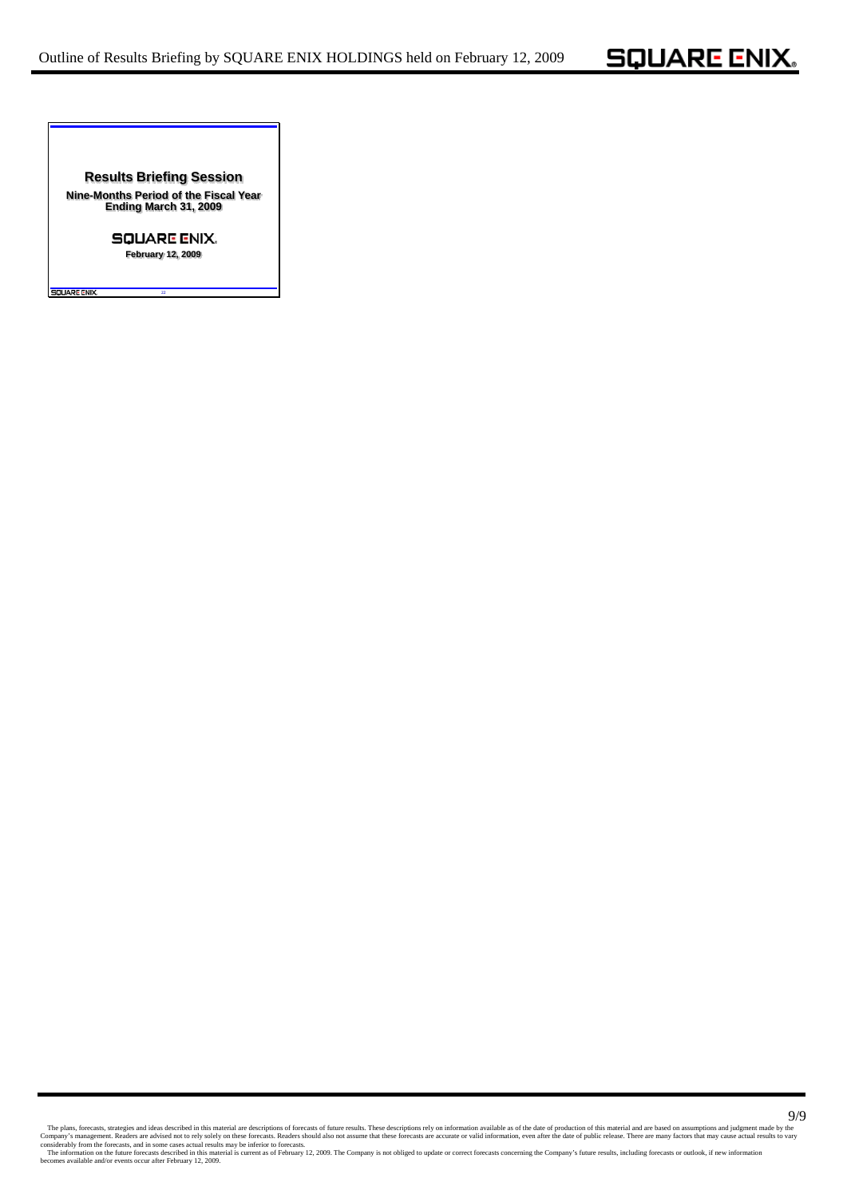**Results Briefing Session**

**Nine-Months Period of the Fiscal Year Ending March 31, 2009**

SQUARE ENIX.

**February 12, 2009**

The plans, forecasts, strategies and ideas described in this material are descriptions of forecasts of future results. These descriptions rely on information available as of the date of production of this material and are based on assumptions and judgment made by the Company's management. Readers are advised not to rely solely on these forecasts. Readers should also not assume that these forecasts are accurate or valid information, even after the date of public release. There are many factors that may cause actual results to vary considerably from the forecasts, and in some cases actual results may be inferior to forecasts.
The information on the future forecasts described in this material is current as of February 12, 2009. The Company is not obliged to update or correct forecasts concerning the Company's future results, including forecasts or outlook, if new information becomes available and/or events occur after February 12, 2009.